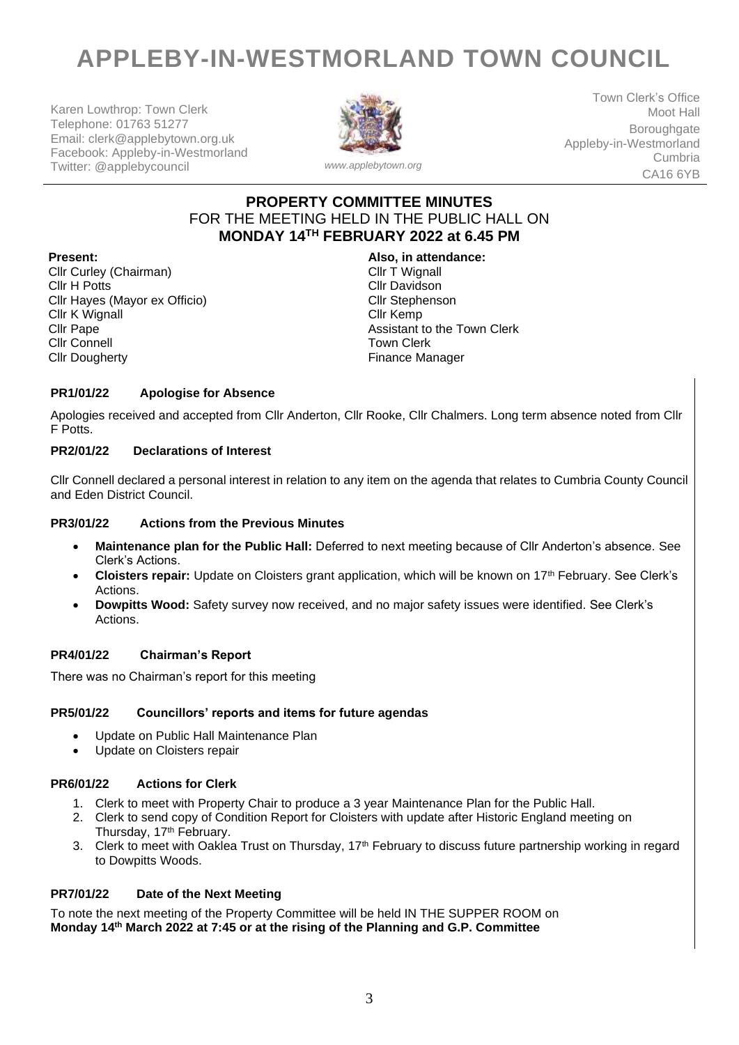# APPLEBY-IN-WESTMORLAND TOWN COUNCIL

Karen Lowthrop: Town Clerk
Telephone: 01763 51277
Email: clerk@applebytown.org.uk
Facebook: Appleby-in-Westmorland
Twitter: @applebycouncil

*www.applebytown.org*

Town Clerk's Office
Moot Hall
Boroughgate
Appleby-in-Westmorland
Cumbria
CA16 6YB

## PROPERTY COMMITTEE MINUTES
FOR THE MEETING HELD IN THE PUBLIC HALL ON
**MONDAY 14TH FEBRUARY 2022 at 6.45 PM**

**Present:**
Cllr Curley (Chairman)
Cllr H Potts
Cllr Hayes (Mayor ex Officio)
Cllr K Wignall
Cllr Pape
Cllr Connell
Cllr Dougherty

**Also, in attendance:**
Cllr T Wignall
Cllr Davidson
Cllr Stephenson
Cllr Kemp
Assistant to the Town Clerk
Town Clerk
Finance Manager

### PR1/01/22 Apologise for Absence

Apologies received and accepted from Cllr Anderton, Cllr Rooke, Cllr Chalmers. Long term absence noted from Cllr F Potts.

### PR2/01/22 Declarations of Interest

Cllr Connell declared a personal interest in relation to any item on the agenda that relates to Cumbria County Council and Eden District Council.

### PR3/01/22 Actions from the Previous Minutes

- **Maintenance plan for the Public Hall:** Deferred to next meeting because of Cllr Anderton's absence. See Clerk's Actions.
- **Cloisters repair:** Update on Cloisters grant application, which will be known on 17th February. See Clerk's Actions.
- **Dowpitts Wood:** Safety survey now received, and no major safety issues were identified. See Clerk's Actions.

### PR4/01/22 Chairman's Report

There was no Chairman's report for this meeting

### PR5/01/22 Councillors' reports and items for future agendas

- Update on Public Hall Maintenance Plan
- Update on Cloisters repair

### PR6/01/22 Actions for Clerk

1. Clerk to meet with Property Chair to produce a 3 year Maintenance Plan for the Public Hall.
2. Clerk to send copy of Condition Report for Cloisters with update after Historic England meeting on Thursday, 17th February.
3. Clerk to meet with Oaklea Trust on Thursday, 17th February to discuss future partnership working in regard to Dowpitts Woods.

### PR7/01/22 Date of the Next Meeting

To note the next meeting of the Property Committee will be held IN THE SUPPER ROOM on **Monday 14th March 2022 at 7:45 or at the rising of the Planning and G.P. Committee**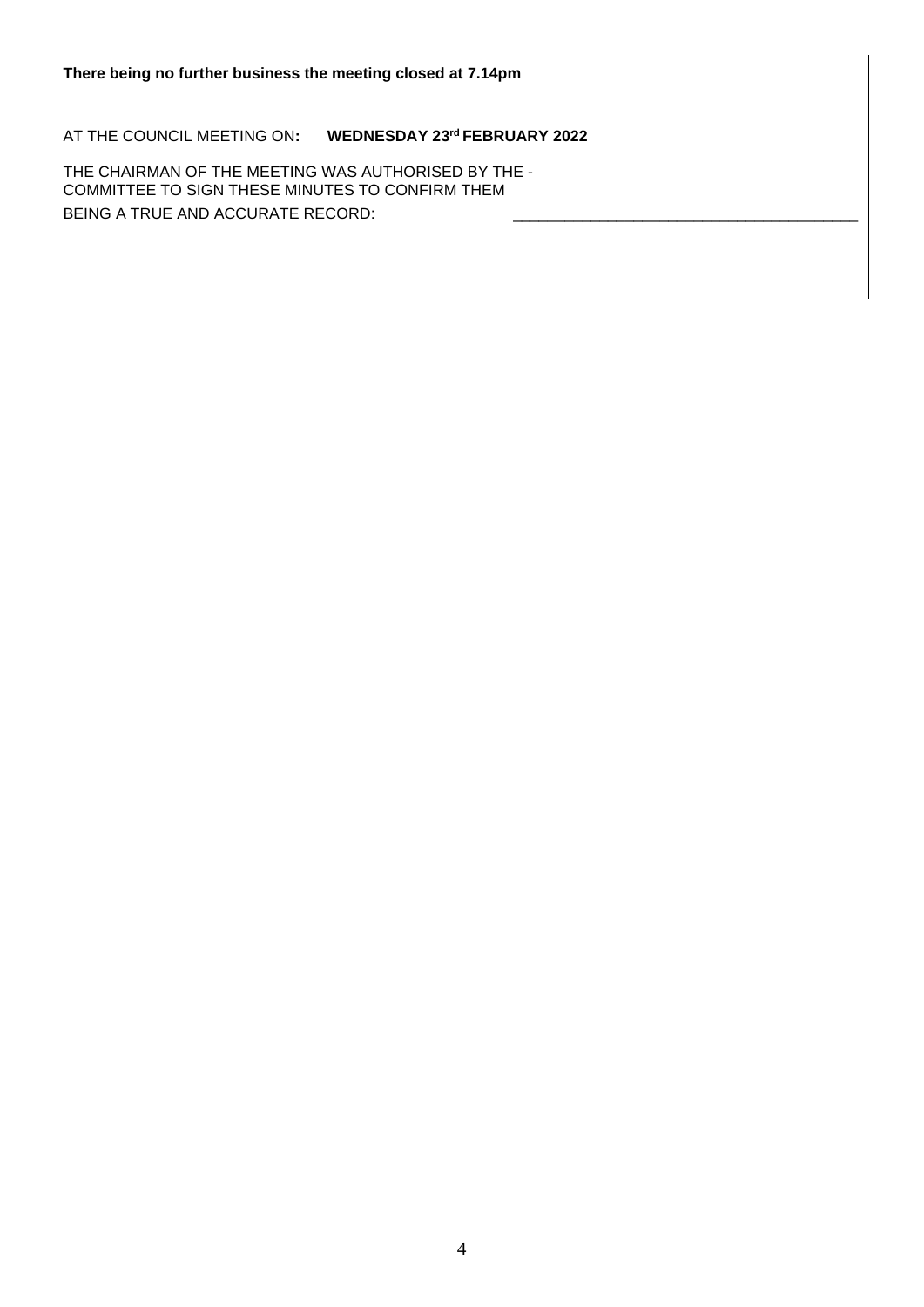**There being no further business the meeting closed at 7.14pm**

AT THE COUNCIL MEETING ON**: WEDNESDAY 23rd FEBRUARY 2022**

THE CHAIRMAN OF THE MEETING WAS AUTHORISED BY THE - COMMITTEE TO SIGN THESE MINUTES TO CONFIRM THEM BEING A TRUE AND ACCURATE RECORD: ________________________________________